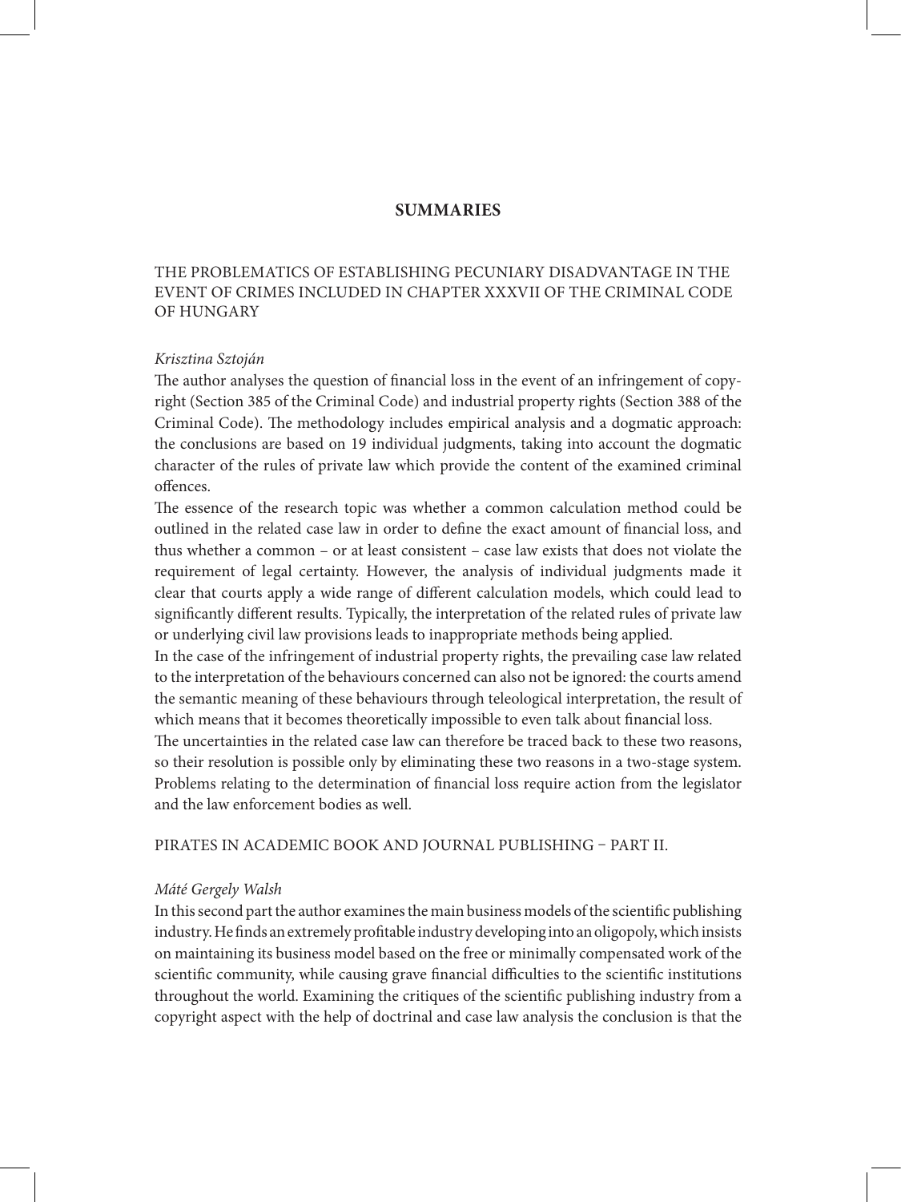# SUMMARIES

## THE PROBLEMATICS OF ESTABLISHING PECUNIARY DISADVANTAGE IN THE EVENT OF CRIMES INCLUDED IN CHAPTER XXXVII OF THE CRIMINAL CODE OF HUNGARY

*Krisztina Sztoján*

The author analyses the question of financial loss in the event of an infringement of copyright (Section 385 of the Criminal Code) and industrial property rights (Section 388 of the Criminal Code). The methodology includes empirical analysis and a dogmatic approach: the conclusions are based on 19 individual judgments, taking into account the dogmatic character of the rules of private law which provide the content of the examined criminal offences.

The essence of the research topic was whether a common calculation method could be outlined in the related case law in order to define the exact amount of financial loss, and thus whether a common – or at least consistent – case law exists that does not violate the requirement of legal certainty. However, the analysis of individual judgments made it clear that courts apply a wide range of different calculation models, which could lead to significantly different results. Typically, the interpretation of the related rules of private law or underlying civil law provisions leads to inappropriate methods being applied.

In the case of the infringement of industrial property rights, the prevailing case law related to the interpretation of the behaviours concerned can also not be ignored: the courts amend the semantic meaning of these behaviours through teleological interpretation, the result of which means that it becomes theoretically impossible to even talk about financial loss.

The uncertainties in the related case law can therefore be traced back to these two reasons, so their resolution is possible only by eliminating these two reasons in a two-stage system. Problems relating to the determination of financial loss require action from the legislator and the law enforcement bodies as well.

## PIRATES IN ACADEMIC BOOK AND JOURNAL PUBLISHING – PART II.

*Máté Gergely Walsh*

In this second part the author examines the main business models of the scientific publishing industry. He finds an extremely profitable industry developing into an oligopoly, which insists on maintaining its business model based on the free or minimally compensated work of the scientific community, while causing grave financial difficulties to the scientific institutions throughout the world. Examining the critiques of the scientific publishing industry from a copyright aspect with the help of doctrinal and case law analysis the conclusion is that the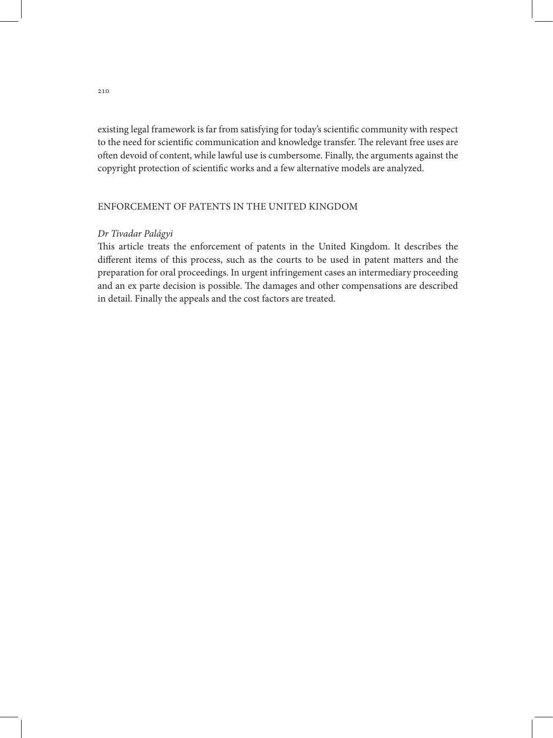existing legal framework is far from satisfying for today's scientific community with respect to the need for scientific communication and knowledge transfer. The relevant free uses are often devoid of content, while lawful use is cumbersome. Finally, the arguments against the copyright protection of scientific works and a few alternative models are analyzed.

## ENFORCEMENT OF PATENTS IN THE UNITED KINGDOM

*Dr Tivadar Palágyi*

This article treats the enforcement of patents in the United Kingdom. It describes the different items of this process, such as the courts to be used in patent matters and the preparation for oral proceedings. In urgent infringement cases an intermediary proceeding and an ex parte decision is possible. The damages and other compensations are described in detail. Finally the appeals and the cost factors are treated.